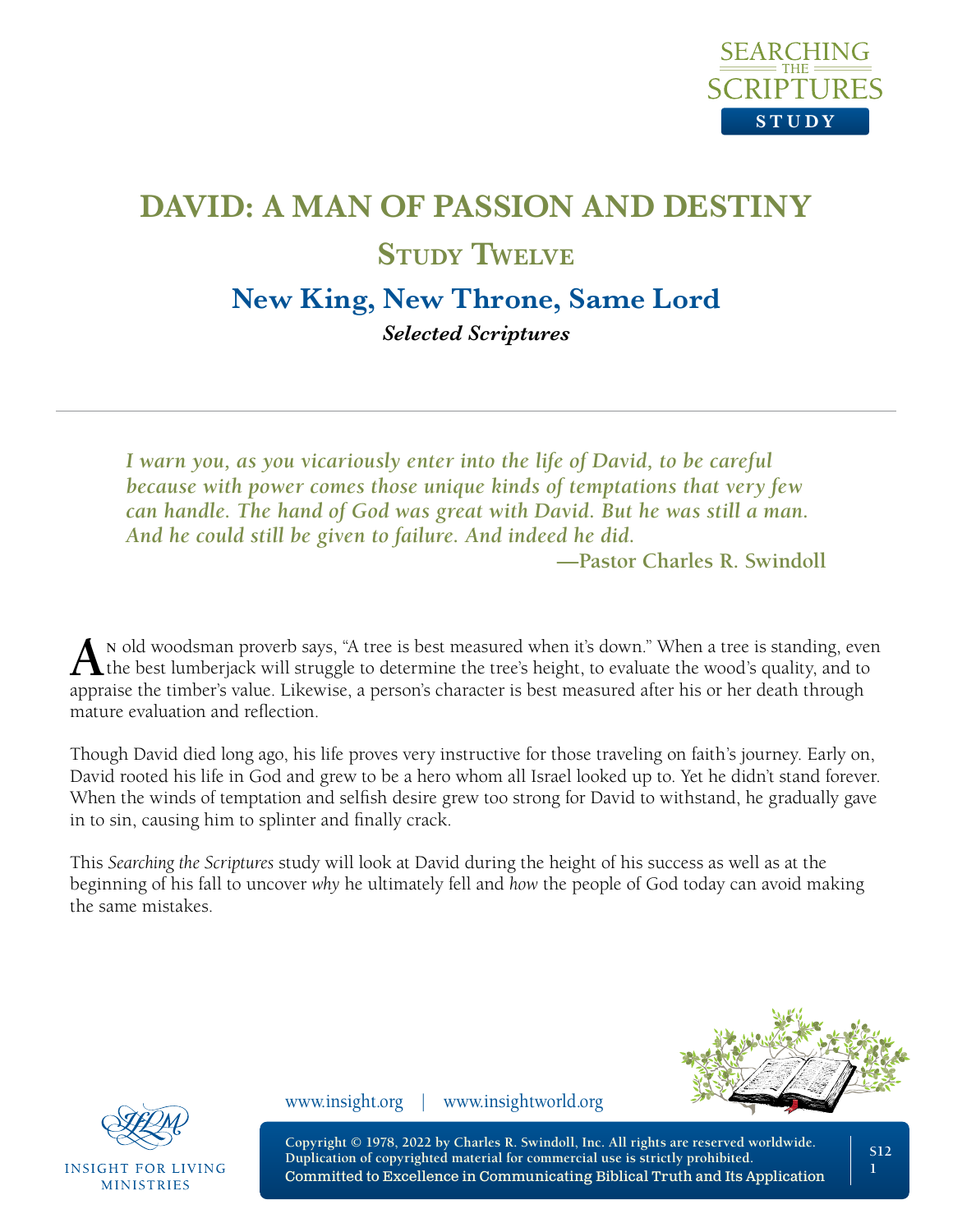# DAVID: A MAN OF PASSION AND DESTINY

## Study Twelve

## New King, New Throne, Same Lord

***Selected Scriptures***

---

> ***I warn you, as you vicariously enter into the life of David, to be careful because with power comes those unique kinds of temptations that very few can handle. The hand of God was great with David. But he was still a man. And he could still be given to failure. And indeed he did.***
>
> **—Pastor Charles R. Swindoll**

An old woodsman proverb says, "A tree is best measured when it's down." When a tree is standing, even the best lumberjack will struggle to determine the tree's height, to evaluate the wood's quality, and to appraise the timber's value. Likewise, a person's character is best measured after his or her death through mature evaluation and reflection.

Though David died long ago, his life proves very instructive for those traveling on faith's journey. Early on, David rooted his life in God and grew to be a hero whom all Israel looked up to. Yet he didn't stand forever. When the winds of temptation and selfish desire grew too strong for David to withstand, he gradually gave in to sin, causing him to splinter and finally crack.

This *Searching the Scriptures* study will look at David during the height of his success as well as at the beginning of his fall to uncover *why* he ultimately fell and *how* the people of God today can avoid making the same mistakes.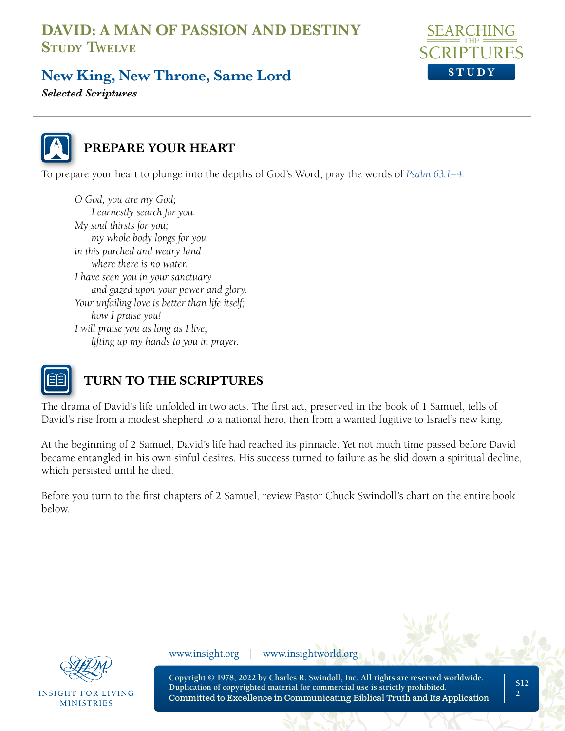# DAVID: A MAN OF PASSION AND DESTINY
## Study Twelve

## New King, New Throne, Same Lord
***Selected Scriptures***

## PREPARE YOUR HEART

To prepare your heart to plunge into the depths of God's Word, pray the words of *Psalm 63:1–4*.

*O God, you are my God;*
*I earnestly search for you.*
*My soul thirsts for you;*
*my whole body longs for you*
*in this parched and weary land*
*where there is no water.*
*I have seen you in your sanctuary*
*and gazed upon your power and glory.*
*Your unfailing love is better than life itself;*
*how I praise you!*
*I will praise you as long as I live,*
*lifting up my hands to you in prayer.*

## TURN TO THE SCRIPTURES

The drama of David's life unfolded in two acts. The first act, preserved in the book of 1 Samuel, tells of David's rise from a modest shepherd to a national hero, then from a wanted fugitive to Israel's new king.

At the beginning of 2 Samuel, David's life had reached its pinnacle. Yet not much time passed before David became entangled in his own sinful desires. His success turned to failure as he slid down a spiritual decline, which persisted until he died.

Before you turn to the first chapters of 2 Samuel, review Pastor Chuck Swindoll's chart on the entire book below.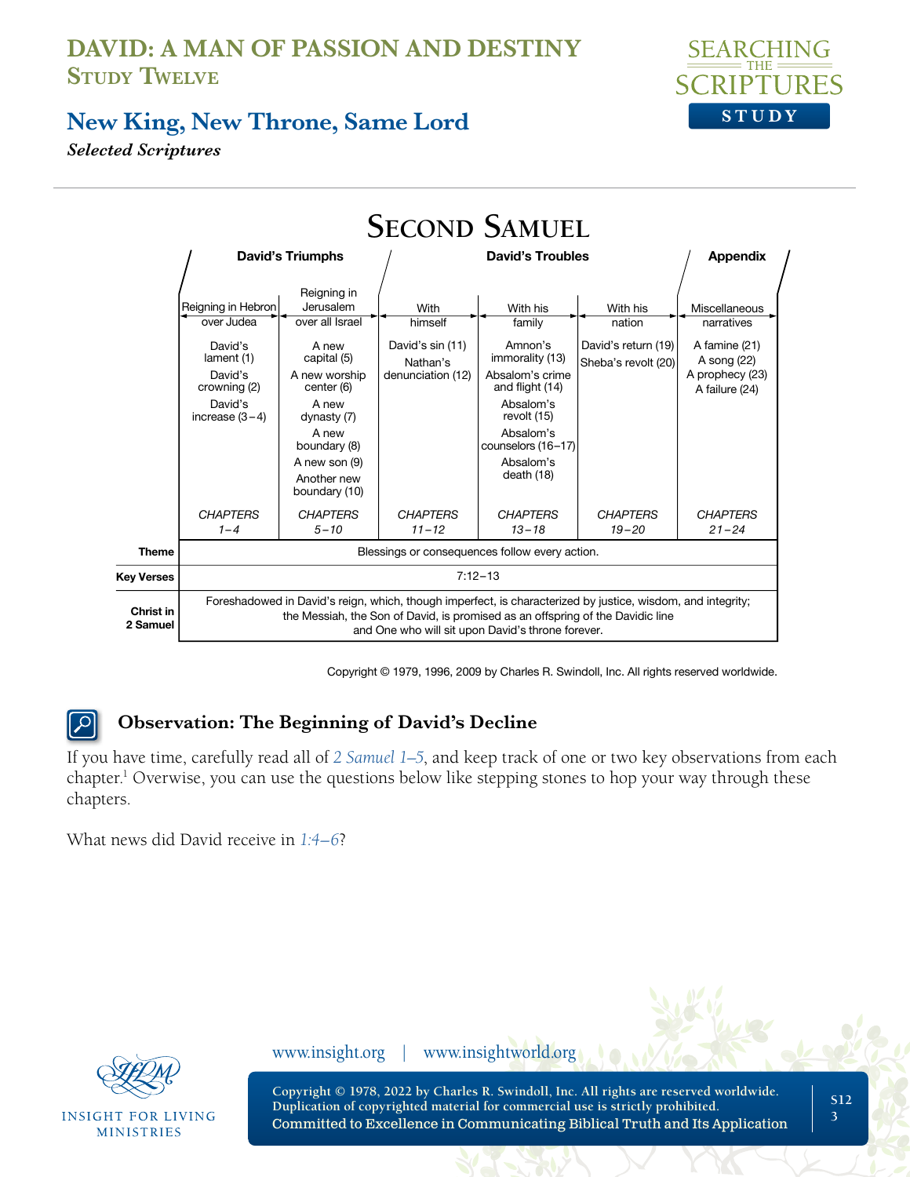# DAVID: A MAN OF PASSION AND DESTINY
## Study Twelve

## New King, New Throne, Same Lord
*Selected Scriptures*

### Second Samuel

| | David's Triumphs | | David's Troubles | | | Appendix |
|---|---|---|---|---|---|---|
| | Reigning in Hebron over Judea | Reigning in Jerusalem over all Israel | With himself | With his family | With his nation | Miscellaneous narratives |
| | David's lament (1) David's crowning (2) David's increase (3–4) | A new capital (5) A new worship center (6) A new dynasty (7) A new boundary (8) A new son (9) Another new boundary (10) | David's sin (11) Nathan's denunciation (12) | Amnon's immorality (13) Absalom's crime and flight (14) Absalom's revolt (15) Absalom's counselors (16–17) Absalom's death (18) | David's return (19) Sheba's revolt (20) | A famine (21) A song (22) A prophecy (23) A failure (24) |
| | *CHAPTERS 1–4* | *CHAPTERS 5–10* | *CHAPTERS 11–12* | *CHAPTERS 13–18* | *CHAPTERS 19–20* | *CHAPTERS 21–24* |
| **Theme** | Blessings or consequences follow every action. | | | | | |
| **Key Verses** | 7:12–13 | | | | | |
| **Christ in 2 Samuel** | Foreshadowed in David's reign, which, though imperfect, is characterized by justice, wisdom, and integrity; the Messiah, the Son of David, is promised as an offspring of the Davidic line and One who will sit upon David's throne forever. | | | | | |

Copyright © 1979, 1996, 2009 by Charles R. Swindoll, Inc. All rights reserved worldwide.

### Observation: The Beginning of David's Decline

If you have time, carefully read all of 2 Samuel 1–5, and keep track of one or two key observations from each chapter.[1] Overwise, you can use the questions below like stepping stones to hop your way through these chapters.

What news did David receive in 1:4–6?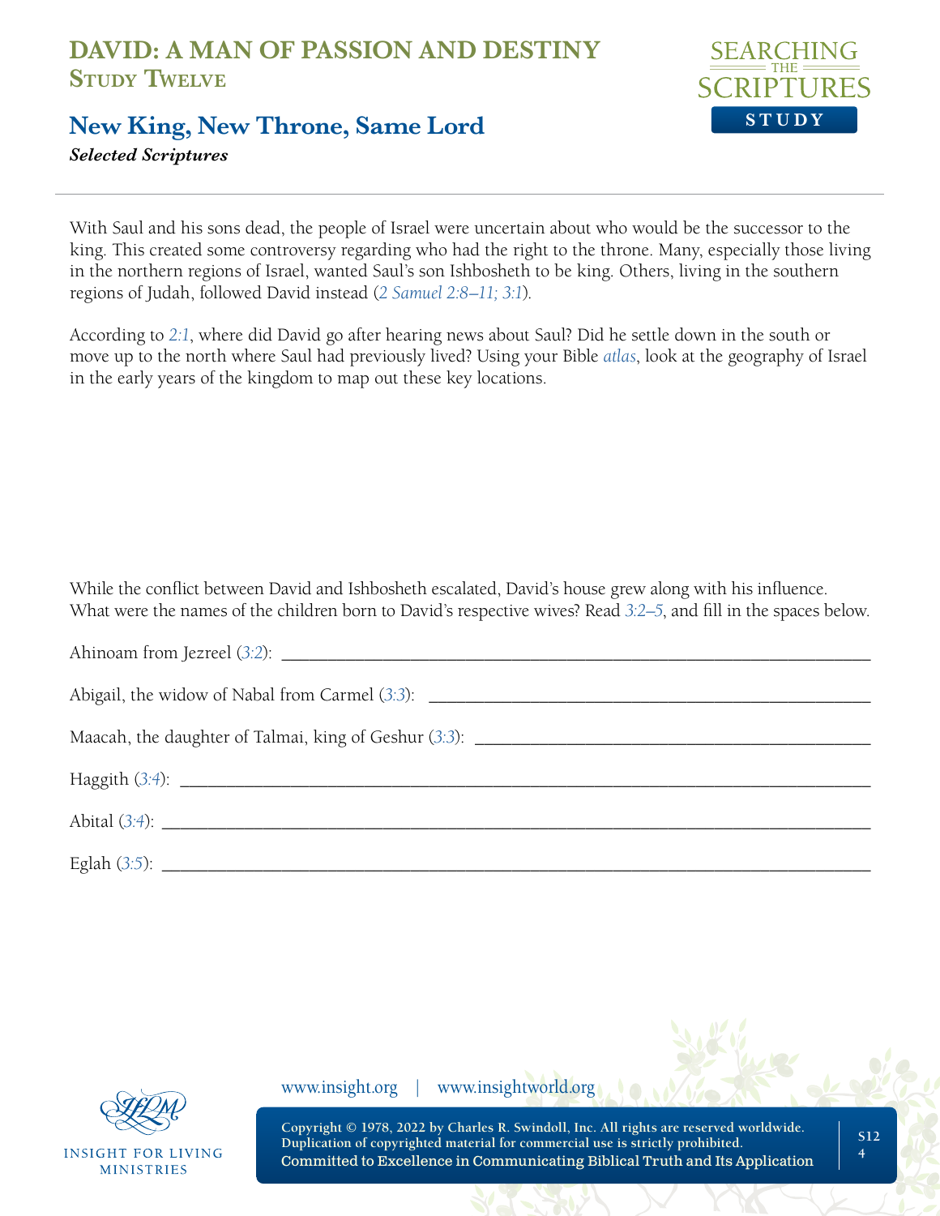# DAVID: A MAN OF PASSION AND DESTINY
## Study Twelve

## New King, New Throne, Same Lord
***Selected Scriptures***

With Saul and his sons dead, the people of Israel were uncertain about who would be the successor to the king. This created some controversy regarding who had the right to the throne. Many, especially those living in the northern regions of Israel, wanted Saul's son Ishbosheth to be king. Others, living in the southern regions of Judah, followed David instead (*2 Samuel 2:8–11; 3:1*).

According to *2:1*, where did David go after hearing news about Saul? Did he settle down in the south or move up to the north where Saul had previously lived? Using your Bible *atlas*, look at the geography of Israel in the early years of the kingdom to map out these key locations.

While the conflict between David and Ishbosheth escalated, David's house grew along with his influence. What were the names of the children born to David's respective wives? Read *3:2–5*, and fill in the spaces below.

Ahinoam from Jezreel (*3:2*): ______________________________

Abigail, the widow of Nabal from Carmel (*3:3*): ______________________________

Maacah, the daughter of Talmai, king of Geshur (*3:3*): ______________________________

Haggith (*3:4*): ______________________________

Abital (*3:4*): ______________________________

Eglah (*3:5*): ______________________________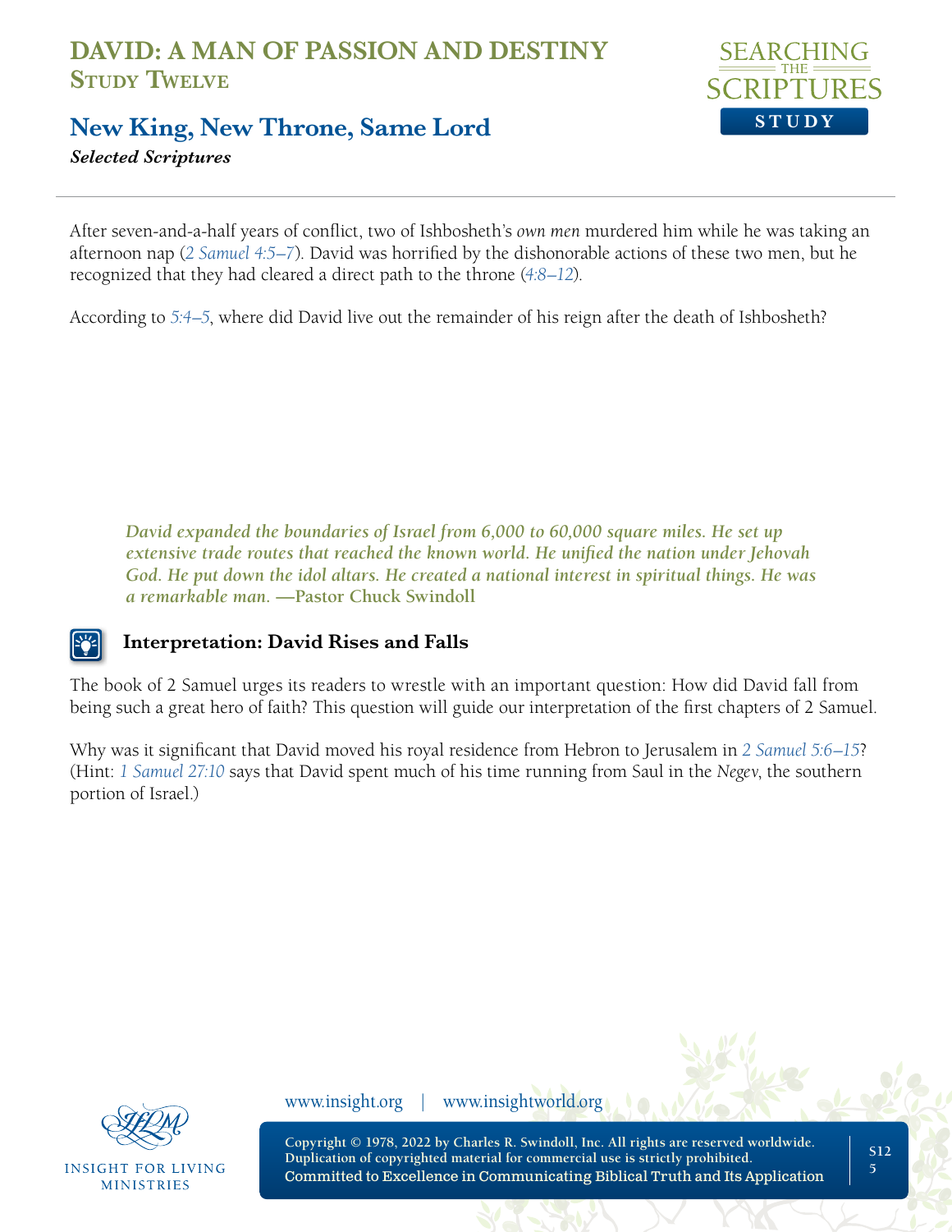After seven-and-a-half years of conflict, two of Ishbosheth's *own men* murdered him while he was taking an afternoon nap (*2 Samuel 4:5–7*). David was horrified by the dishonorable actions of these two men, but he recognized that they had cleared a direct path to the throne (*4:8–12*).

According to *5:4–5*, where did David live out the remainder of his reign after the death of Ishbosheth?

> ***David expanded the boundaries of Israel from 6,000 to 60,000 square miles. He set up extensive trade routes that reached the known world. He unified the nation under Jehovah God. He put down the idol altars. He created a national interest in spiritual things. He was a remarkable man.* —Pastor Chuck Swindoll**

### Interpretation: David Rises and Falls

The book of 2 Samuel urges its readers to wrestle with an important question: How did David fall from being such a great hero of faith? This question will guide our interpretation of the first chapters of 2 Samuel.

Why was it significant that David moved his royal residence from Hebron to Jerusalem in *2 Samuel 5:6–15*? (Hint: *1 Samuel 27:10* says that David spent much of his time running from Saul in the *Negev*, the southern portion of Israel.)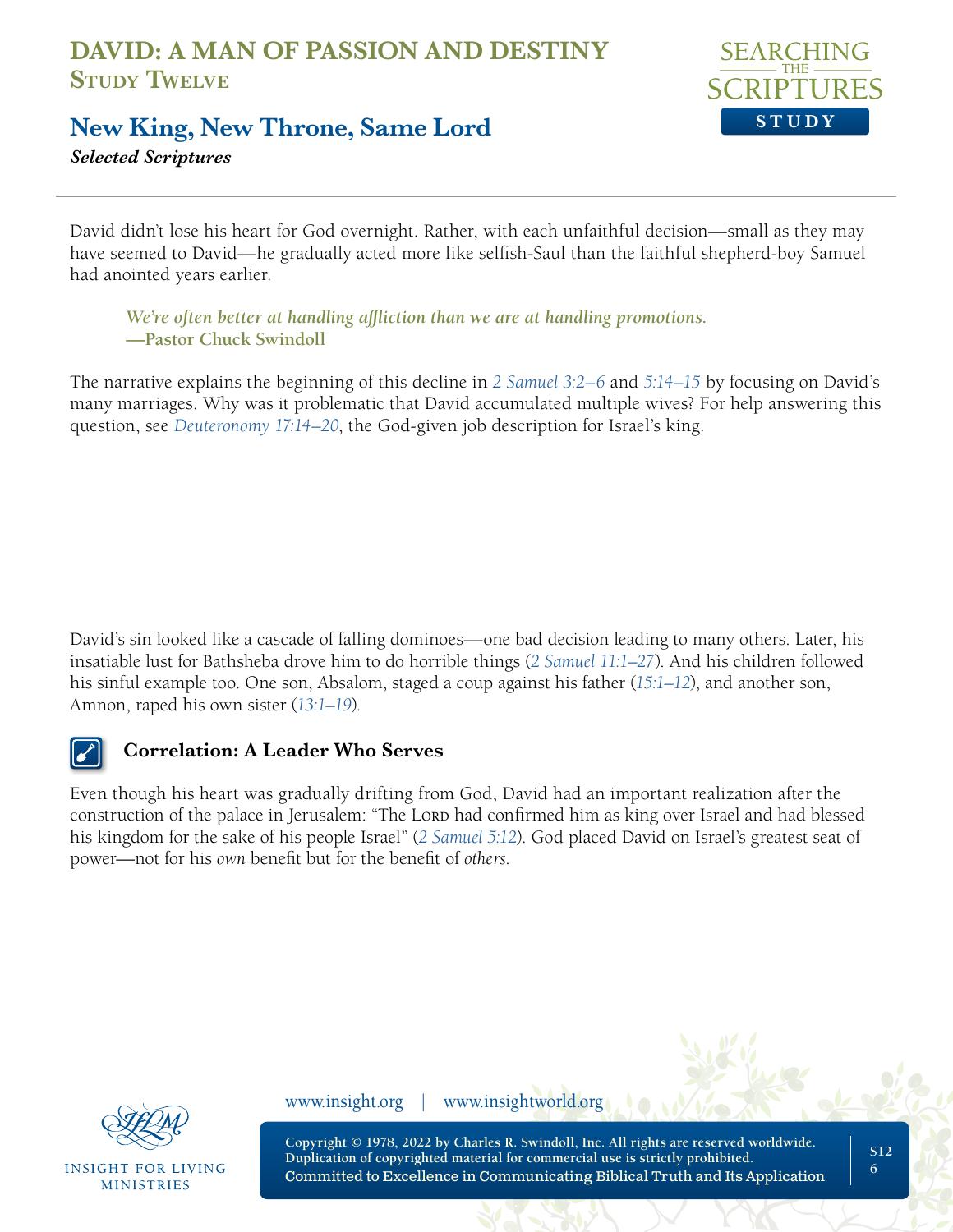# DAVID: A MAN OF PASSION AND DESTINY
## Study Twelve

## New King, New Throne, Same Lord
*Selected Scriptures*

David didn't lose his heart for God overnight. Rather, with each unfaithful decision—small as they may have seemed to David—he gradually acted more like selfish-Saul than the faithful shepherd-boy Samuel had anointed years earlier.

> *We're often better at handling affliction than we are at handling promotions.*
> **—Pastor Chuck Swindoll**

The narrative explains the beginning of this decline in *2 Samuel 3:2–6* and *5:14–15* by focusing on David's many marriages. Why was it problematic that David accumulated multiple wives? For help answering this question, see *Deuteronomy 17:14–20*, the God-given job description for Israel's king.

David's sin looked like a cascade of falling dominoes—one bad decision leading to many others. Later, his insatiable lust for Bathsheba drove him to do horrible things (*2 Samuel 11:1–27*). And his children followed his sinful example too. One son, Absalom, staged a coup against his father (*15:1–12*), and another son, Amnon, raped his own sister (*13:1–19*).

### Correlation: A Leader Who Serves

Even though his heart was gradually drifting from God, David had an important realization after the construction of the palace in Jerusalem: "The Lord had confirmed him as king over Israel and had blessed his kingdom for the sake of his people Israel" (*2 Samuel 5:12*). God placed David on Israel's greatest seat of power—not for his *own* benefit but for the benefit of *others*.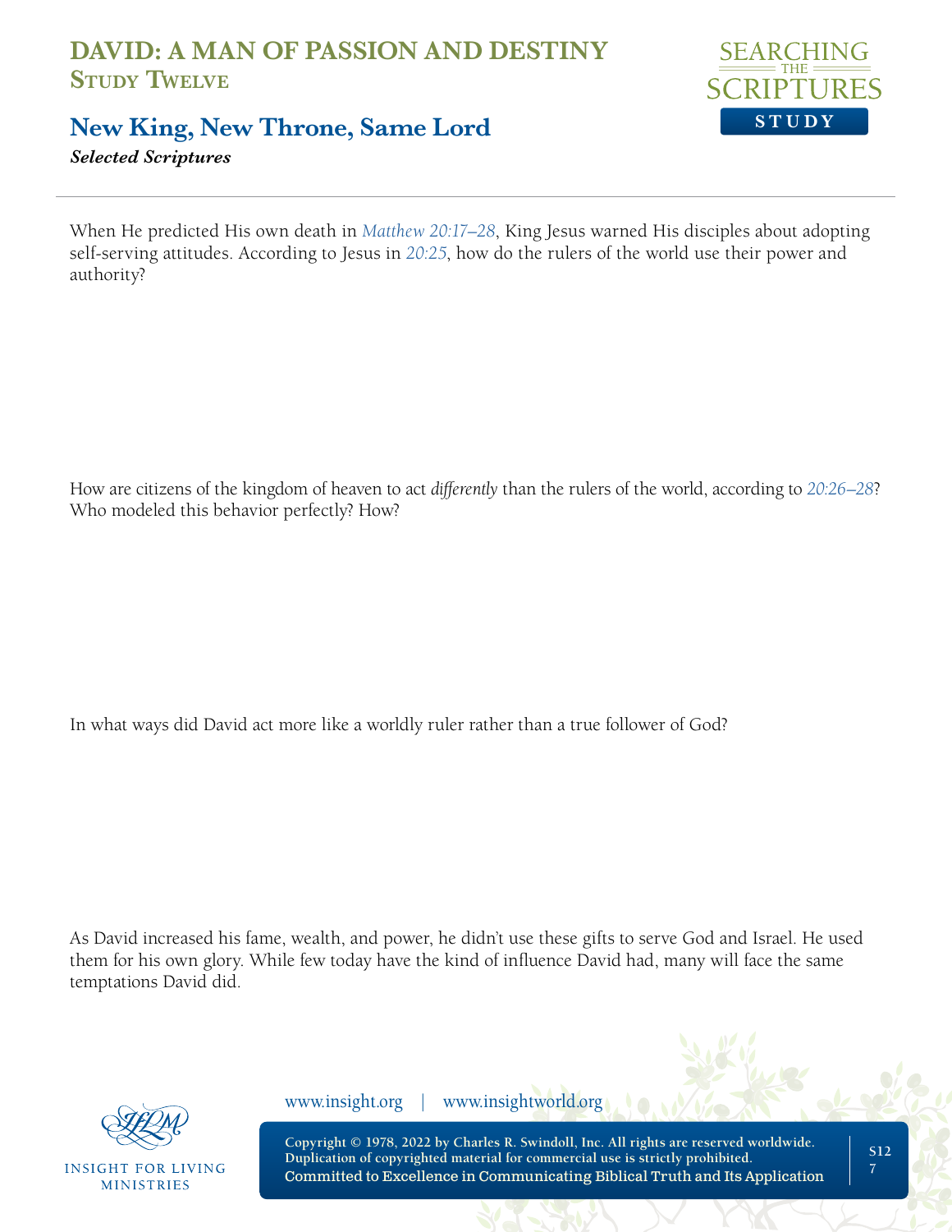# DAVID: A MAN OF PASSION AND DESTINY
## Study Twelve

## New King, New Throne, Same Lord
***Selected Scriptures***

When He predicted His own death in *Matthew 20:17–28*, King Jesus warned His disciples about adopting self-serving attitudes. According to Jesus in *20:25*, how do the rulers of the world use their power and authority?

How are citizens of the kingdom of heaven to act *differently* than the rulers of the world, according to *20:26–28*? Who modeled this behavior perfectly? How?

In what ways did David act more like a worldly ruler rather than a true follower of God?

As David increased his fame, wealth, and power, he didn't use these gifts to serve God and Israel. He used them for his own glory. While few today have the kind of influence David had, many will face the same temptations David did.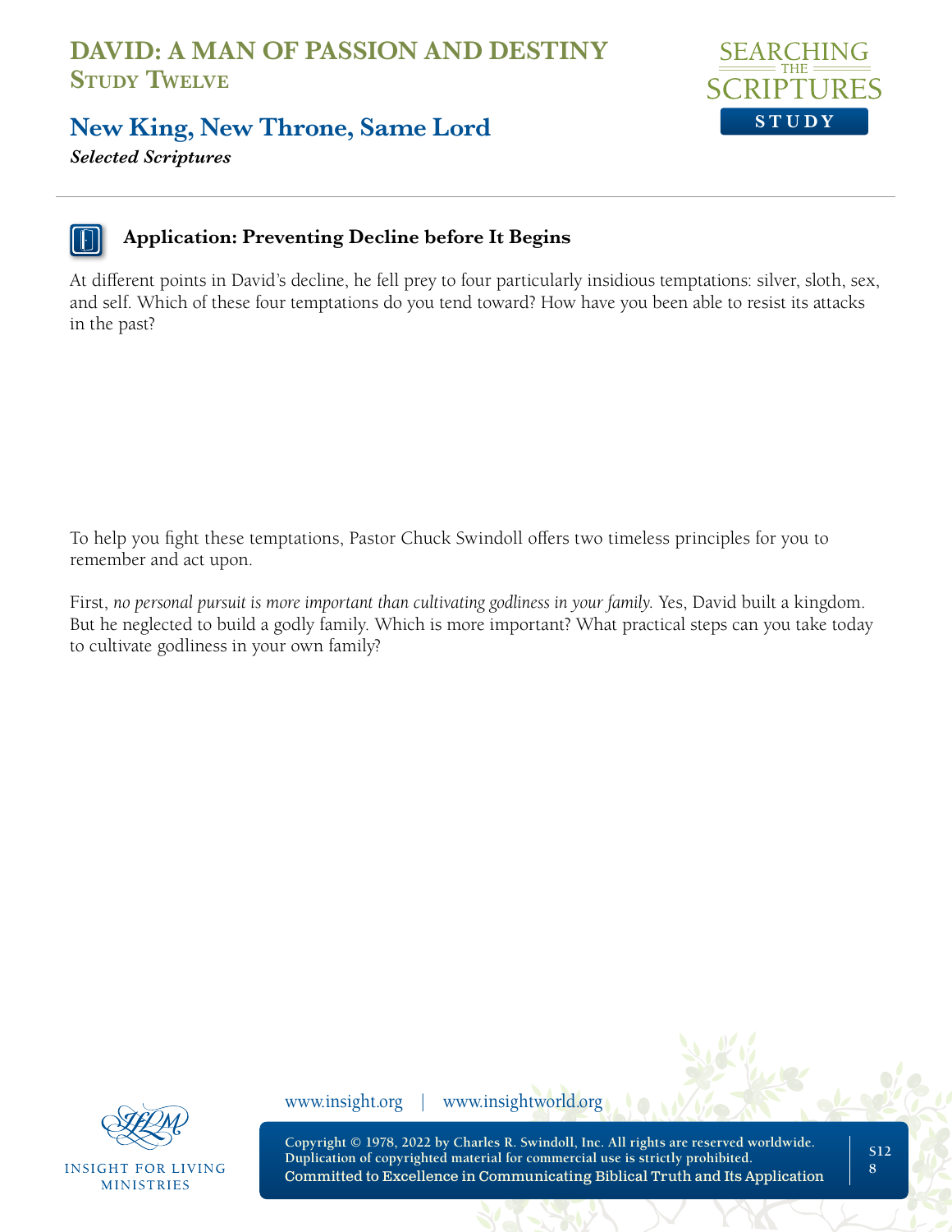### Application: Preventing Decline before It Begins

At different points in David's decline, he fell prey to four particularly insidious temptations: silver, sloth, sex, and self. Which of these four temptations do you tend toward? How have you been able to resist its attacks in the past?

To help you fight these temptations, Pastor Chuck Swindoll offers two timeless principles for you to remember and act upon.

First, *no personal pursuit is more important than cultivating godliness in your family.* Yes, David built a kingdom. But he neglected to build a godly family. Which is more important? What practical steps can you take today to cultivate godliness in your own family?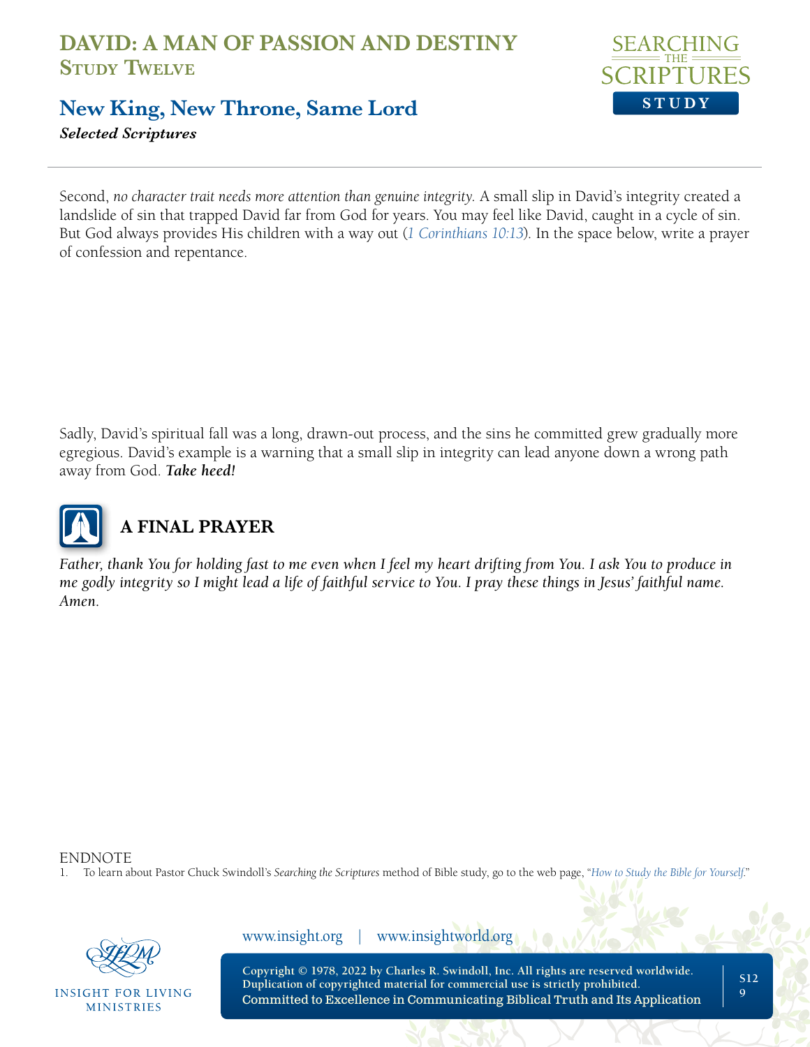Second, *no character trait needs more attention than genuine integrity.* A small slip in David's integrity created a landslide of sin that trapped David far from God for years. You may feel like David, caught in a cycle of sin. But God always provides His children with a way out (*1 Corinthians 10:13*). In the space below, write a prayer of confession and repentance.

Sadly, David's spiritual fall was a long, drawn-out process, and the sins he committed grew gradually more egregious. David's example is a warning that a small slip in integrity can lead anyone down a wrong path away from God. ***Take heed!***

## A FINAL PRAYER

*Father, thank You for holding fast to me even when I feel my heart drifting from You. I ask You to produce in me godly integrity so I might lead a life of faithful service to You. I pray these things in Jesus' faithful name. Amen.*

ENDNOTE

1. To learn about Pastor Chuck Swindoll's *Searching the Scriptures* method of Bible study, go to the web page, "*How to Study the Bible for Yourself*."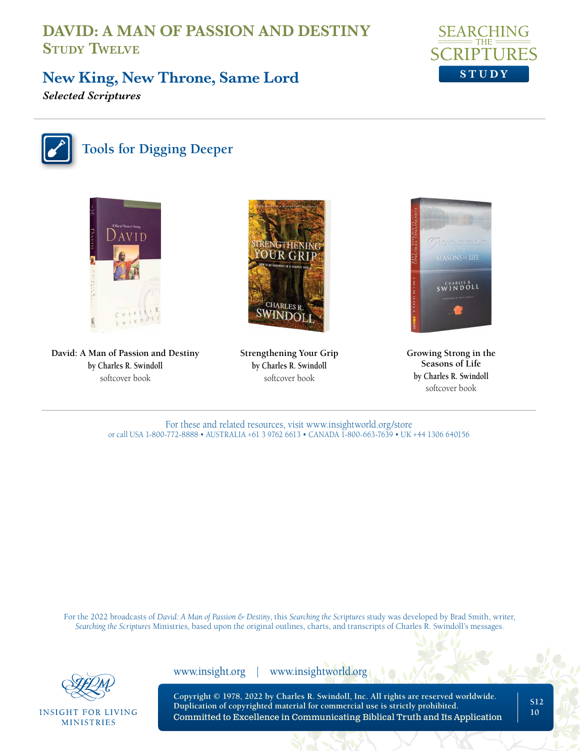# DAVID: A MAN OF PASSION AND DESTINY
## Study Twelve

## New King, New Throne, Same Lord

***Selected Scriptures***

### Tools for Digging Deeper

**David: A Man of Passion and Destiny**
by Charles R. Swindoll
softcover book

**Strengthening Your Grip**
by Charles R. Swindoll
softcover book

**Growing Strong in the Seasons of Life**
by Charles R. Swindoll
softcover book

For these and related resources, visit www.insightworld.org/store
or call USA 1-800-772-8888 • AUSTRALIA +61 3 9762 6613 • CANADA 1-800-663-7639 • UK +44 1306 640156

For the 2022 broadcasts of *David: A Man of Passion & Destiny*, this *Searching the Scriptures* study was developed by Brad Smith, writer, *Searching the Scriptures* Ministries, based upon the original outlines, charts, and transcripts of Charles R. Swindoll's messages.

www.insight.org | www.insightworld.org

Copyright © 1978, 2022 by Charles R. Swindoll, Inc. All rights are reserved worldwide. Duplication of copyrighted material for commercial use is strictly prohibited.
Committed to Excellence in Communicating Biblical Truth and Its Application